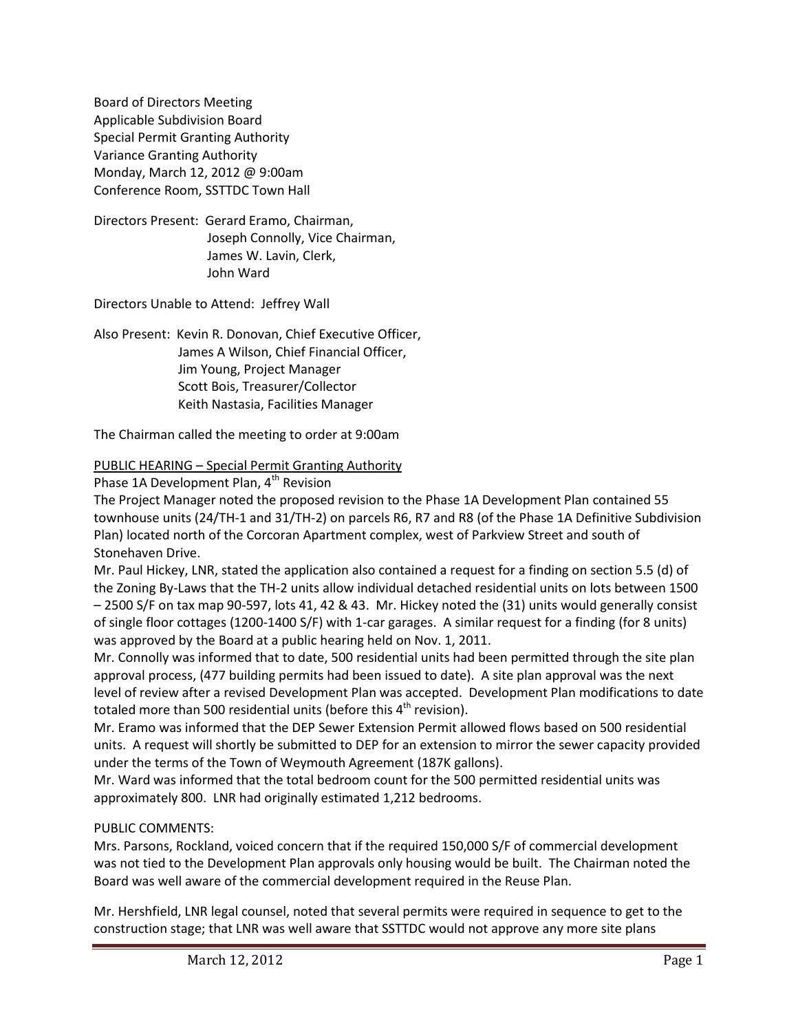Board of Directors Meeting
Applicable Subdivision Board
Special Permit Granting Authority
Variance Granting Authority
Monday, March 12, 2012 @ 9:00am
Conference Room, SSTTDC Town Hall

Directors Present: Gerard Eramo, Chairman,
Joseph Connolly, Vice Chairman,
James W. Lavin, Clerk,
John Ward

Directors Unable to Attend: Jeffrey Wall

Also Present: Kevin R. Donovan, Chief Executive Officer,
James A Wilson, Chief Financial Officer,
Jim Young, Project Manager
Scott Bois, Treasurer/Collector
Keith Nastasia, Facilities Manager

The Chairman called the meeting to order at 9:00am

PUBLIC HEARING – Special Permit Granting Authority

Phase 1A Development Plan, 4th Revision

The Project Manager noted the proposed revision to the Phase 1A Development Plan contained 55 townhouse units (24/TH-1 and 31/TH-2) on parcels R6, R7 and R8 (of the Phase 1A Definitive Subdivision Plan) located north of the Corcoran Apartment complex, west of Parkview Street and south of Stonehaven Drive.

Mr. Paul Hickey, LNR, stated the application also contained a request for a finding on section 5.5 (d) of the Zoning By-Laws that the TH-2 units allow individual detached residential units on lots between 1500 – 2500 S/F on tax map 90-597, lots 41, 42 & 43. Mr. Hickey noted the (31) units would generally consist of single floor cottages (1200-1400 S/F) with 1-car garages. A similar request for a finding (for 8 units) was approved by the Board at a public hearing held on Nov. 1, 2011.

Mr. Connolly was informed that to date, 500 residential units had been permitted through the site plan approval process, (477 building permits had been issued to date). A site plan approval was the next level of review after a revised Development Plan was accepted. Development Plan modifications to date totaled more than 500 residential units (before this 4th revision).

Mr. Eramo was informed that the DEP Sewer Extension Permit allowed flows based on 500 residential units. A request will shortly be submitted to DEP for an extension to mirror the sewer capacity provided under the terms of the Town of Weymouth Agreement (187K gallons).

Mr. Ward was informed that the total bedroom count for the 500 permitted residential units was approximately 800. LNR had originally estimated 1,212 bedrooms.

PUBLIC COMMENTS:

Mrs. Parsons, Rockland, voiced concern that if the required 150,000 S/F of commercial development was not tied to the Development Plan approvals only housing would be built. The Chairman noted the Board was well aware of the commercial development required in the Reuse Plan.

Mr. Hershfield, LNR legal counsel, noted that several permits were required in sequence to get to the construction stage; that LNR was well aware that SSTTDC would not approve any more site plans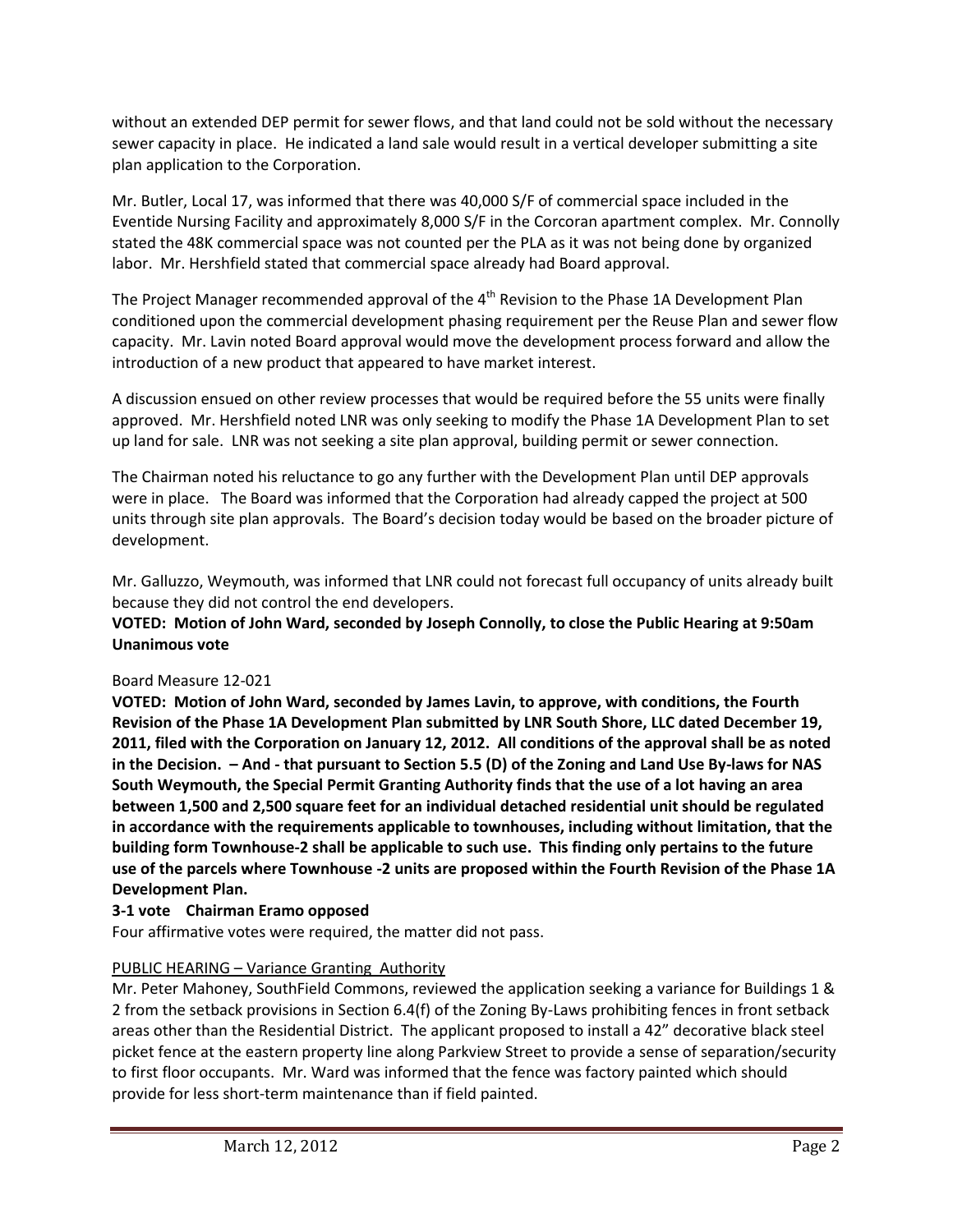without an extended DEP permit for sewer flows, and that land could not be sold without the necessary sewer capacity in place. He indicated a land sale would result in a vertical developer submitting a site plan application to the Corporation.

Mr. Butler, Local 17, was informed that there was 40,000 S/F of commercial space included in the Eventide Nursing Facility and approximately 8,000 S/F in the Corcoran apartment complex. Mr. Connolly stated the 48K commercial space was not counted per the PLA as it was not being done by organized labor. Mr. Hershfield stated that commercial space already had Board approval.

The Project Manager recommended approval of the 4th Revision to the Phase 1A Development Plan conditioned upon the commercial development phasing requirement per the Reuse Plan and sewer flow capacity. Mr. Lavin noted Board approval would move the development process forward and allow the introduction of a new product that appeared to have market interest.

A discussion ensued on other review processes that would be required before the 55 units were finally approved. Mr. Hershfield noted LNR was only seeking to modify the Phase 1A Development Plan to set up land for sale. LNR was not seeking a site plan approval, building permit or sewer connection.

The Chairman noted his reluctance to go any further with the Development Plan until DEP approvals were in place. The Board was informed that the Corporation had already capped the project at 500 units through site plan approvals. The Board's decision today would be based on the broader picture of development.

Mr. Galluzzo, Weymouth, was informed that LNR could not forecast full occupancy of units already built because they did not control the end developers.

**VOTED: Motion of John Ward, seconded by Joseph Connolly, to close the Public Hearing at 9:50am**
**Unanimous vote**

Board Measure 12-021

**VOTED: Motion of John Ward, seconded by James Lavin, to approve, with conditions, the Fourth Revision of the Phase 1A Development Plan submitted by LNR South Shore, LLC dated December 19, 2011, filed with the Corporation on January 12, 2012. All conditions of the approval shall be as noted in the Decision. – And - that pursuant to Section 5.5 (D) of the Zoning and Land Use By-laws for NAS South Weymouth, the Special Permit Granting Authority finds that the use of a lot having an area between 1,500 and 2,500 square feet for an individual detached residential unit should be regulated in accordance with the requirements applicable to townhouses, including without limitation, that the building form Townhouse-2 shall be applicable to such use. This finding only pertains to the future use of the parcels where Townhouse -2 units are proposed within the Fourth Revision of the Phase 1A Development Plan.**

**3-1 vote Chairman Eramo opposed**

Four affirmative votes were required, the matter did not pass.

PUBLIC HEARING – Variance Granting Authority

Mr. Peter Mahoney, SouthField Commons, reviewed the application seeking a variance for Buildings 1 & 2 from the setback provisions in Section 6.4(f) of the Zoning By-Laws prohibiting fences in front setback areas other than the Residential District. The applicant proposed to install a 42" decorative black steel picket fence at the eastern property line along Parkview Street to provide a sense of separation/security to first floor occupants. Mr. Ward was informed that the fence was factory painted which should provide for less short-term maintenance than if field painted.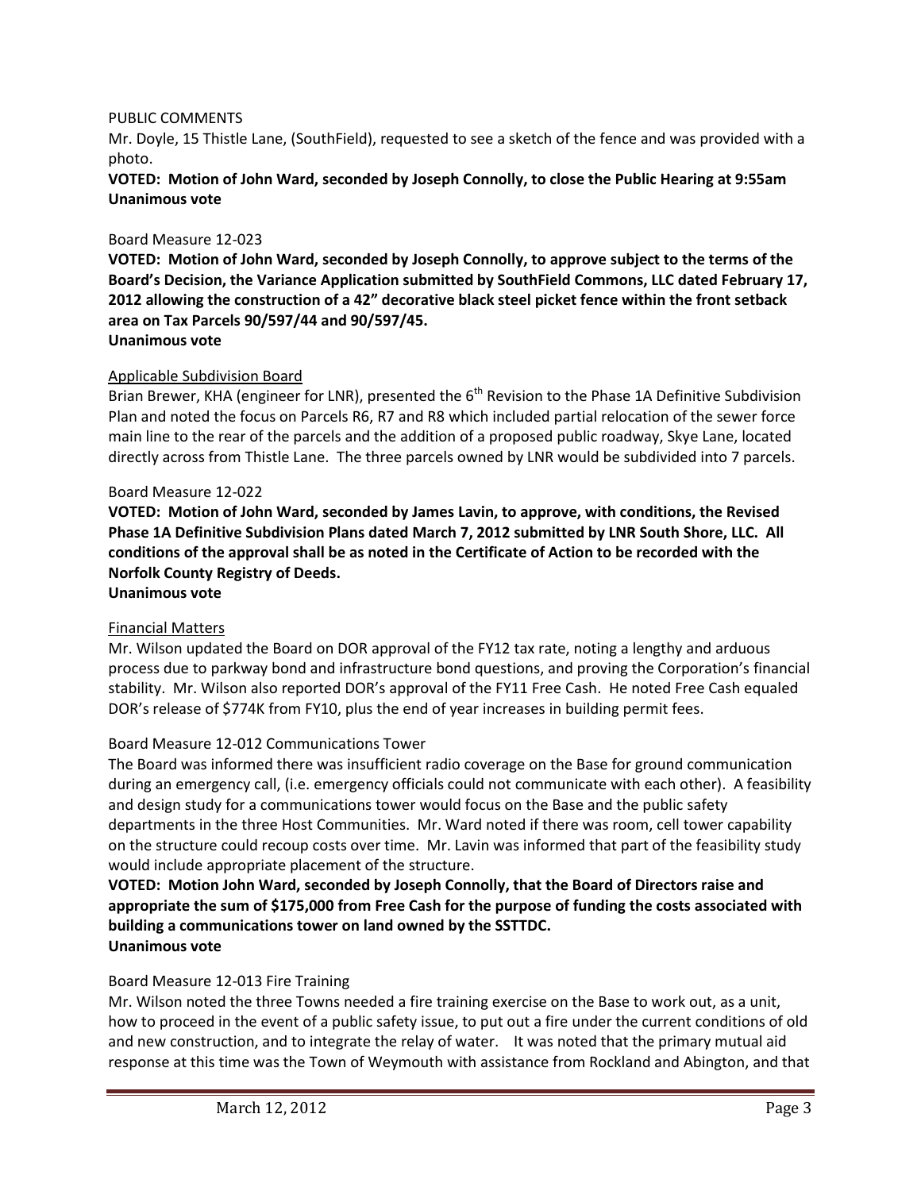PUBLIC COMMENTS

Mr. Doyle, 15 Thistle Lane, (SouthField), requested to see a sketch of the fence and was provided with a photo.

**VOTED: Motion of John Ward, seconded by Joseph Connolly, to close the Public Hearing at 9:55am Unanimous vote**

Board Measure 12-023

**VOTED: Motion of John Ward, seconded by Joseph Connolly, to approve subject to the terms of the Board's Decision, the Variance Application submitted by SouthField Commons, LLC dated February 17, 2012 allowing the construction of a 42" decorative black steel picket fence within the front setback area on Tax Parcels 90/597/44 and 90/597/45.**
**Unanimous vote**

Applicable Subdivision Board

Brian Brewer, KHA (engineer for LNR), presented the 6th Revision to the Phase 1A Definitive Subdivision Plan and noted the focus on Parcels R6, R7 and R8 which included partial relocation of the sewer force main line to the rear of the parcels and the addition of a proposed public roadway, Skye Lane, located directly across from Thistle Lane. The three parcels owned by LNR would be subdivided into 7 parcels.

Board Measure 12-022

**VOTED: Motion of John Ward, seconded by James Lavin, to approve, with conditions, the Revised Phase 1A Definitive Subdivision Plans dated March 7, 2012 submitted by LNR South Shore, LLC. All conditions of the approval shall be as noted in the Certificate of Action to be recorded with the Norfolk County Registry of Deeds.**
**Unanimous vote**

Financial Matters

Mr. Wilson updated the Board on DOR approval of the FY12 tax rate, noting a lengthy and arduous process due to parkway bond and infrastructure bond questions, and proving the Corporation's financial stability. Mr. Wilson also reported DOR's approval of the FY11 Free Cash. He noted Free Cash equaled DOR's release of $774K from FY10, plus the end of year increases in building permit fees.

Board Measure 12-012 Communications Tower

The Board was informed there was insufficient radio coverage on the Base for ground communication during an emergency call, (i.e. emergency officials could not communicate with each other). A feasibility and design study for a communications tower would focus on the Base and the public safety departments in the three Host Communities. Mr. Ward noted if there was room, cell tower capability on the structure could recoup costs over time. Mr. Lavin was informed that part of the feasibility study would include appropriate placement of the structure.

**VOTED: Motion John Ward, seconded by Joseph Connolly, that the Board of Directors raise and appropriate the sum of $175,000 from Free Cash for the purpose of funding the costs associated with building a communications tower on land owned by the SSTTDC.**
**Unanimous vote**

Board Measure 12-013 Fire Training

Mr. Wilson noted the three Towns needed a fire training exercise on the Base to work out, as a unit, how to proceed in the event of a public safety issue, to put out a fire under the current conditions of old and new construction, and to integrate the relay of water. It was noted that the primary mutual aid response at this time was the Town of Weymouth with assistance from Rockland and Abington, and that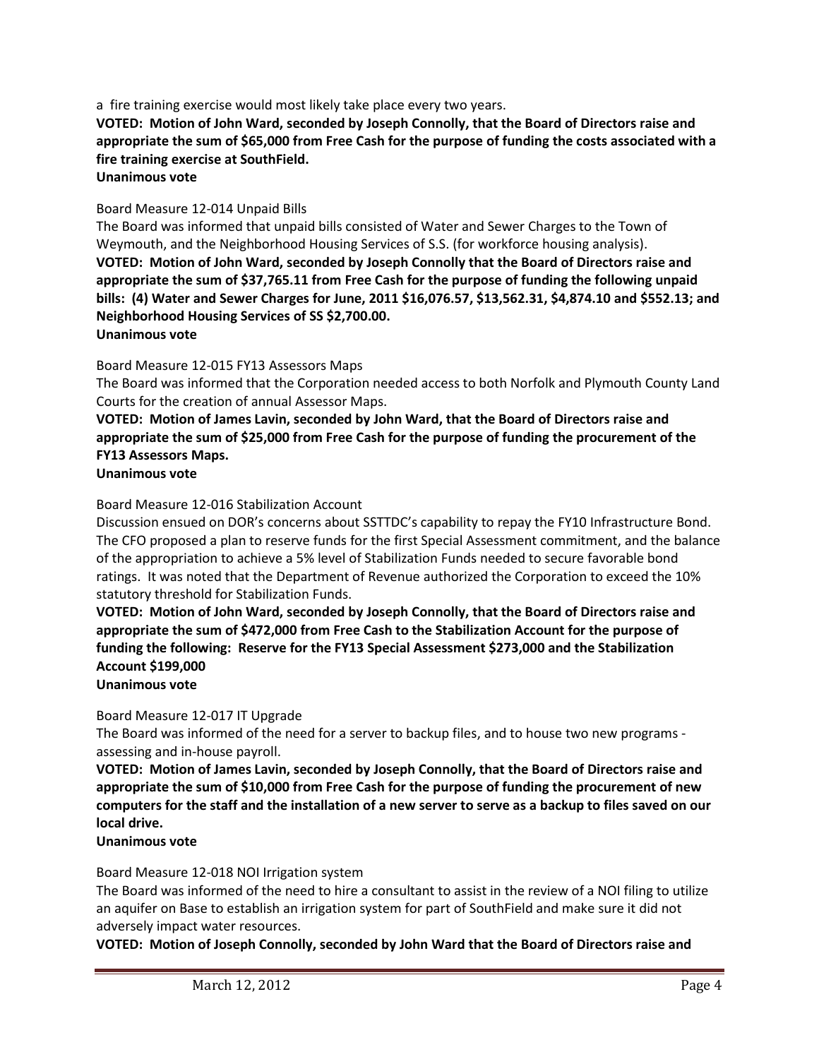a fire training exercise would most likely take place every two years.

**VOTED: Motion of John Ward, seconded by Joseph Connolly, that the Board of Directors raise and appropriate the sum of $65,000 from Free Cash for the purpose of funding the costs associated with a fire training exercise at SouthField.**
**Unanimous vote**

Board Measure 12-014 Unpaid Bills

The Board was informed that unpaid bills consisted of Water and Sewer Charges to the Town of Weymouth, and the Neighborhood Housing Services of S.S. (for workforce housing analysis).

**VOTED: Motion of John Ward, seconded by Joseph Connolly that the Board of Directors raise and appropriate the sum of $37,765.11 from Free Cash for the purpose of funding the following unpaid bills: (4) Water and Sewer Charges for June, 2011 $16,076.57, $13,562.31, $4,874.10 and $552.13; and Neighborhood Housing Services of SS $2,700.00.**
**Unanimous vote**

Board Measure 12-015 FY13 Assessors Maps

The Board was informed that the Corporation needed access to both Norfolk and Plymouth County Land Courts for the creation of annual Assessor Maps.

**VOTED: Motion of James Lavin, seconded by John Ward, that the Board of Directors raise and appropriate the sum of $25,000 from Free Cash for the purpose of funding the procurement of the FY13 Assessors Maps.**
**Unanimous vote**

Board Measure 12-016 Stabilization Account

Discussion ensued on DOR's concerns about SSTTDC's capability to repay the FY10 Infrastructure Bond. The CFO proposed a plan to reserve funds for the first Special Assessment commitment, and the balance of the appropriation to achieve a 5% level of Stabilization Funds needed to secure favorable bond ratings. It was noted that the Department of Revenue authorized the Corporation to exceed the 10% statutory threshold for Stabilization Funds.

**VOTED: Motion of John Ward, seconded by Joseph Connolly, that the Board of Directors raise and appropriate the sum of $472,000 from Free Cash to the Stabilization Account for the purpose of funding the following: Reserve for the FY13 Special Assessment $273,000 and the Stabilization Account $199,000**
**Unanimous vote**

Board Measure 12-017 IT Upgrade

The Board was informed of the need for a server to backup files, and to house two new programs - assessing and in-house payroll.

**VOTED: Motion of James Lavin, seconded by Joseph Connolly, that the Board of Directors raise and appropriate the sum of $10,000 from Free Cash for the purpose of funding the procurement of new computers for the staff and the installation of a new server to serve as a backup to files saved on our local drive.**
**Unanimous vote**

Board Measure 12-018 NOI Irrigation system

The Board was informed of the need to hire a consultant to assist in the review of a NOI filing to utilize an aquifer on Base to establish an irrigation system for part of SouthField and make sure it did not adversely impact water resources.

**VOTED: Motion of Joseph Connolly, seconded by John Ward that the Board of Directors raise and**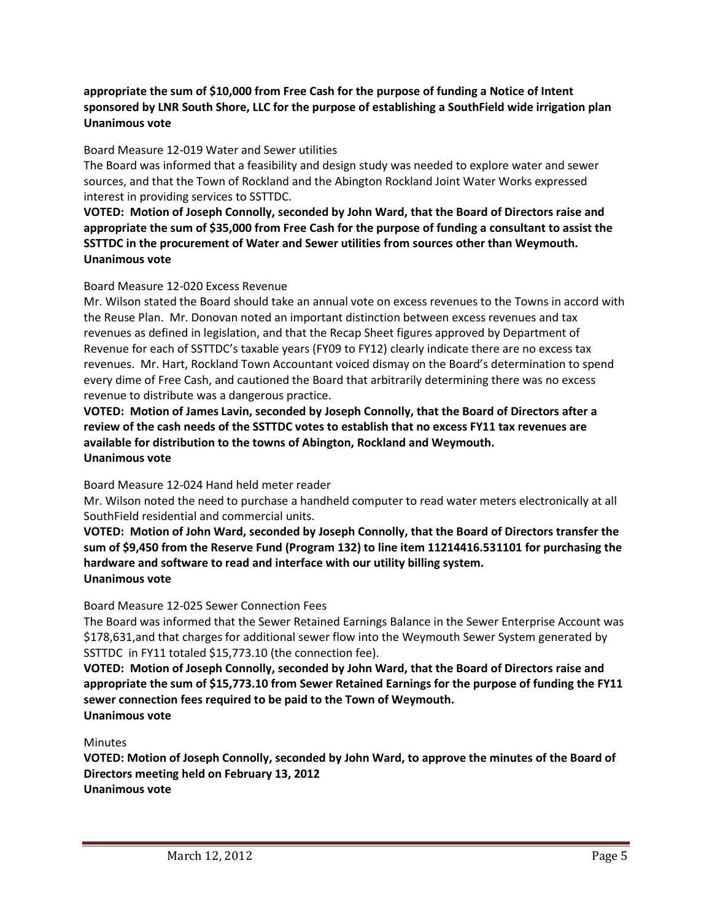**appropriate the sum of $10,000 from Free Cash for the purpose of funding a Notice of Intent sponsored by LNR South Shore, LLC for the purpose of establishing a SouthField wide irrigation plan Unanimous vote**

Board Measure 12-019 Water and Sewer utilities

The Board was informed that a feasibility and design study was needed to explore water and sewer sources, and that the Town of Rockland and the Abington Rockland Joint Water Works expressed interest in providing services to SSTTDC.

**VOTED: Motion of Joseph Connolly, seconded by John Ward, that the Board of Directors raise and appropriate the sum of $35,000 from Free Cash for the purpose of funding a consultant to assist the SSTTDC in the procurement of Water and Sewer utilities from sources other than Weymouth. Unanimous vote**

Board Measure 12-020 Excess Revenue

Mr. Wilson stated the Board should take an annual vote on excess revenues to the Towns in accord with the Reuse Plan. Mr. Donovan noted an important distinction between excess revenues and tax revenues as defined in legislation, and that the Recap Sheet figures approved by Department of Revenue for each of SSTTDC's taxable years (FY09 to FY12) clearly indicate there are no excess tax revenues. Mr. Hart, Rockland Town Accountant voiced dismay on the Board's determination to spend every dime of Free Cash, and cautioned the Board that arbitrarily determining there was no excess revenue to distribute was a dangerous practice.

**VOTED: Motion of James Lavin, seconded by Joseph Connolly, that the Board of Directors after a review of the cash needs of the SSTTDC votes to establish that no excess FY11 tax revenues are available for distribution to the towns of Abington, Rockland and Weymouth.**
**Unanimous vote**

Board Measure 12-024 Hand held meter reader

Mr. Wilson noted the need to purchase a handheld computer to read water meters electronically at all SouthField residential and commercial units.

**VOTED: Motion of John Ward, seconded by Joseph Connolly, that the Board of Directors transfer the sum of $9,450 from the Reserve Fund (Program 132) to line item 11214416.531101 for purchasing the hardware and software to read and interface with our utility billing system.**
**Unanimous vote**

Board Measure 12-025 Sewer Connection Fees

The Board was informed that the Sewer Retained Earnings Balance in the Sewer Enterprise Account was $178,631,and that charges for additional sewer flow into the Weymouth Sewer System generated by SSTTDC in FY11 totaled $15,773.10 (the connection fee).

**VOTED: Motion of Joseph Connolly, seconded by John Ward, that the Board of Directors raise and appropriate the sum of $15,773.10 from Sewer Retained Earnings for the purpose of funding the FY11 sewer connection fees required to be paid to the Town of Weymouth.**
**Unanimous vote**

Minutes

**VOTED: Motion of Joseph Connolly, seconded by John Ward, to approve the minutes of the Board of Directors meeting held on February 13, 2012**
**Unanimous vote**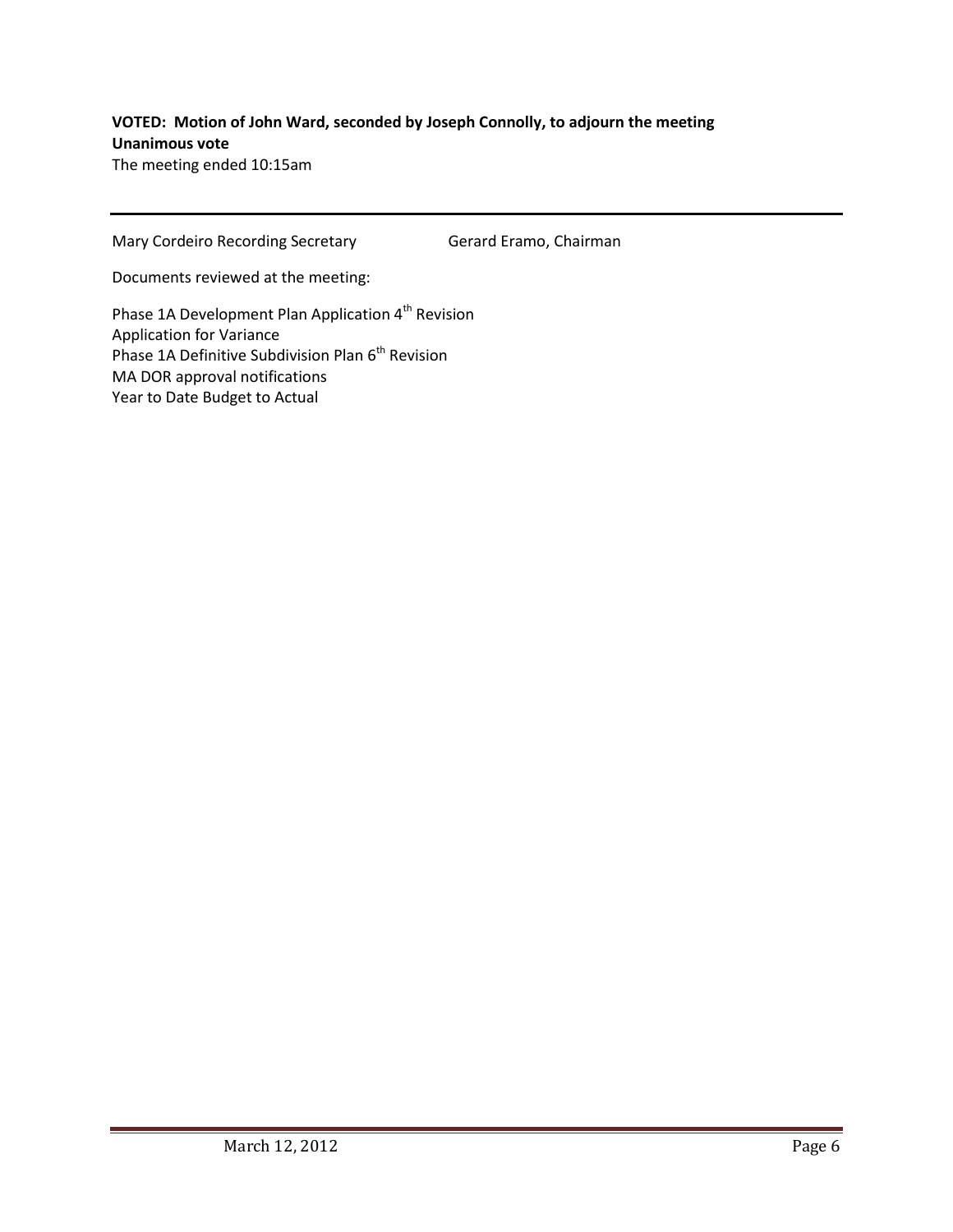**VOTED: Motion of John Ward, seconded by Joseph Connolly, to adjourn the meeting**
**Unanimous vote**
The meeting ended 10:15am

---

Mary Cordeiro Recording Secretary Gerard Eramo, Chairman

Documents reviewed at the meeting:

Phase 1A Development Plan Application 4th Revision
Application for Variance
Phase 1A Definitive Subdivision Plan 6th Revision
MA DOR approval notifications
Year to Date Budget to Actual